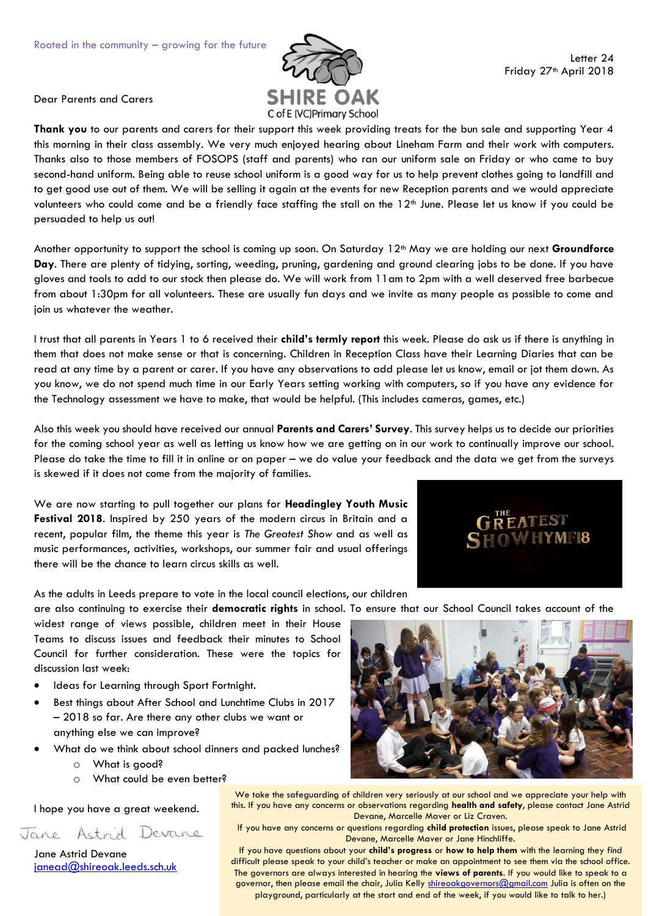Rooted in the community – growing for the future

SHIRE OAK
C of E (VC) Primary School

Letter 24
Friday 27th April 2018

Dear Parents and Carers

**Thank you** to our parents and carers for their support this week providing treats for the bun sale and supporting Year 4 this morning in their class assembly. We very much enjoyed hearing about Lineham Farm and their work with computers. Thanks also to those members of FOSOPS (staff and parents) who ran our uniform sale on Friday or who came to buy second-hand uniform. Being able to reuse school uniform is a good way for us to help prevent clothes going to landfill and to get good use out of them. We will be selling it again at the events for new Reception parents and we would appreciate volunteers who could come and be a friendly face staffing the stall on the 12th June. Please let us know if you could be persuaded to help us out!

Another opportunity to support the school is coming up soon. On Saturday 12th May we are holding our next **Groundforce Day**. There are plenty of tidying, sorting, weeding, pruning, gardening and ground clearing jobs to be done. If you have gloves and tools to add to our stock then please do. We will work from 11am to 2pm with a well deserved free barbecue from about 1:30pm for all volunteers. These are usually fun days and we invite as many people as possible to come and join us whatever the weather.

I trust that all parents in Years 1 to 6 received their **child's termly report** this week. Please do ask us if there is anything in them that does not make sense or that is concerning. Children in Reception Class have their Learning Diaries that can be read at any time by a parent or carer. If you have any observations to add please let us know, email or jot them down. As you know, we do not spend much time in our Early Years setting working with computers, so if you have any evidence for the Technology assessment we have to make, that would be helpful. (This includes cameras, games, etc.)

Also this week you should have received our annual **Parents and Carers' Survey**. This survey helps us to decide our priorities for the coming school year as well as letting us know how we are getting on in our work to continually improve our school. Please do take the time to fill it in online or on paper – we do value your feedback and the data we get from the surveys is skewed if it does not come from the majority of families.

We are now starting to pull together our plans for **Headingley Youth Music Festival 2018**. Inspired by 250 years of the modern circus in Britain and a recent, popular film, the theme this year is *The Greatest Show* and as well as music performances, activities, workshops, our summer fair and usual offerings there will be the chance to learn circus skills as well.

THE GREATEST SHOWHYMF18

As the adults in Leeds prepare to vote in the local council elections, our children are also continuing to exercise their **democratic rights** in school. To ensure that our School Council takes account of the widest range of views possible, children meet in their House Teams to discuss issues and feedback their minutes to School Council for further consideration. These were the topics for discussion last week:

- Ideas for Learning through Sport Fortnight.
- Best things about After School and Lunchtime Clubs in 2017 – 2018 so far. Are there any other clubs we want or anything else we can improve?
- What do we think about school dinners and packed lunches?
    - What is good?
    - What could be even better?

I hope you have a great weekend.

Jane Astrid Devane

Jane Astrid Devane
janead@shireoak.leeds.sch.uk

We take the safeguarding of children very seriously at our school and we appreciate your help with this. If you have any concerns or observations regarding **health and safety**, please contact Jane Astrid Devane, Marcelle Maver or Liz Craven.
If you have any concerns or questions regarding **child protection** issues, please speak to Jane Astrid Devane, Marcelle Maver or Jane Hinchliffe.
If you have questions about your **child's progress** or **how to help them** with the learning they find difficult please speak to your child's teacher or make an appointment to see them via the school office.
The governors are always interested in hearing the **views of parents**. If you would like to speak to a governor, then please email the chair, Julia Kelly shireoakgovernors@gmail.com Julia is often on the playground, particularly at the start and end of the week, if you would like to talk to her.)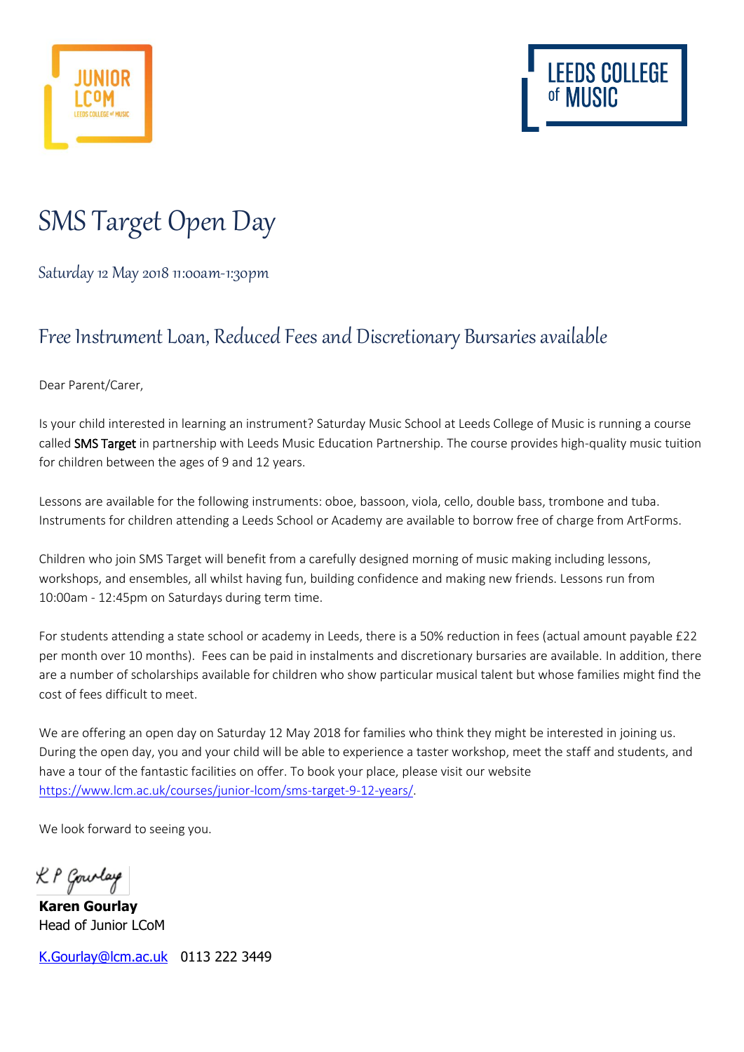JUNIOR LCoM
LEEDS COLLEGE of MUSIC

LEEDS COLLEGE of MUSIC

# SMS Target Open Day

Saturday 12 May 2018 11:00am-1:30pm

## Free Instrument Loan, Reduced Fees and Discretionary Bursaries available

Dear Parent/Carer,

Is your child interested in learning an instrument? Saturday Music School at Leeds College of Music is running a course called SMS Target in partnership with Leeds Music Education Partnership. The course provides high-quality music tuition for children between the ages of 9 and 12 years.

Lessons are available for the following instruments: oboe, bassoon, viola, cello, double bass, trombone and tuba. Instruments for children attending a Leeds School or Academy are available to borrow free of charge from ArtForms.

Children who join SMS Target will benefit from a carefully designed morning of music making including lessons, workshops, and ensembles, all whilst having fun, building confidence and making new friends. Lessons run from 10:00am - 12:45pm on Saturdays during term time.

For students attending a state school or academy in Leeds, there is a 50% reduction in fees (actual amount payable £22 per month over 10 months). Fees can be paid in instalments and discretionary bursaries are available. In addition, there are a number of scholarships available for children who show particular musical talent but whose families might find the cost of fees difficult to meet.

We are offering an open day on Saturday 12 May 2018 for families who think they might be interested in joining us. During the open day, you and your child will be able to experience a taster workshop, meet the staff and students, and have a tour of the fantastic facilities on offer. To book your place, please visit our website https://www.lcm.ac.uk/courses/junior-lcom/sms-target-9-12-years/.

We look forward to seeing you.

K P Gourlay

**Karen Gourlay**
Head of Junior LCoM

K.Gourlay@lcm.ac.uk 0113 222 3449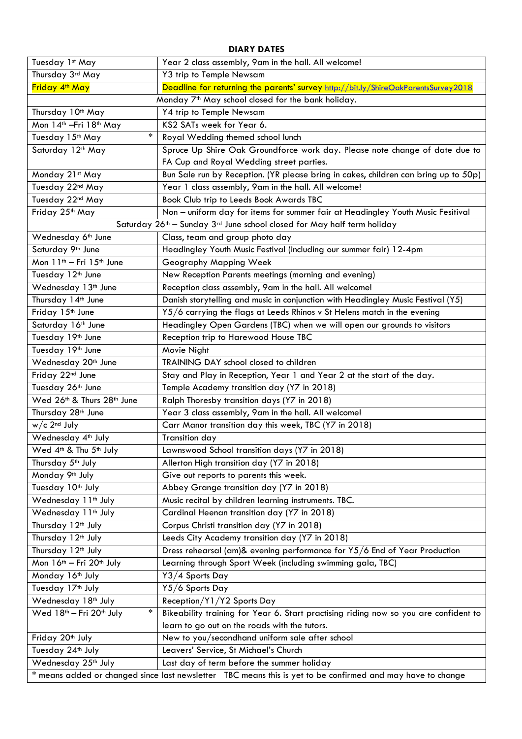**DIARY DATES**

| | |
|---|---|
| Tuesday 1st May | Year 2 class assembly, 9am in the hall. All welcome! |
| Thursday 3rd May | Y3 trip to Temple Newsam |
| Friday 4th May | Deadline for returning the parents' survey http://bit.ly/ShireOakParentsSurvey2018 |
| Monday 7th May school closed for the bank holiday. | |
| Thursday 10th May | Y4 trip to Temple Newsam |
| Mon 14th –Fri 18th May | KS2 SATs week for Year 6. |
| Tuesday 15th May * | Royal Wedding themed school lunch |
| Saturday 12th May | Spruce Up Shire Oak Groundforce work day. Please note change of date due to FA Cup and Royal Wedding street parties. |
| Monday 21st May | Bun Sale run by Reception. (YR please bring in cakes, children can bring up to 50p) |
| Tuesday 22nd May | Year 1 class assembly, 9am in the hall. All welcome! |
| Tuesday 22nd May | Book Club trip to Leeds Book Awards TBC |
| Friday 25th May | Non – uniform day for items for summer fair at Headingley Youth Music Fesitival |
| Saturday 26th – Sunday 3rd June school closed for May half term holiday | |
| Wednesday 6th June | Class, team and group photo day |
| Saturday 9th June | Headingley Youth Music Festival (including our summer fair) 12-4pm |
| Mon 11th – Fri 15th June | Geography Mapping Week |
| Tuesday 12th June | New Reception Parents meetings (morning and evening) |
| Wednesday 13th June | Reception class assembly, 9am in the hall. All welcome! |
| Thursday 14th June | Danish storytelling and music in conjunction with Headingley Music Festival (Y5) |
| Friday 15th June | Y5/6 carrying the flags at Leeds Rhinos v St Helens match in the evening |
| Saturday 16th June | Headingley Open Gardens (TBC) when we will open our grounds to visitors |
| Tuesday 19th June | Reception trip to Harewood House TBC |
| Tuesday 19th June | Movie Night |
| Wednesday 20th June | TRAINING DAY school closed to children |
| Friday 22nd June | Stay and Play in Reception, Year 1 and Year 2 at the start of the day. |
| Tuesday 26th June | Temple Academy transition day (Y7 in 2018) |
| Wed 26th & Thurs 28th June | Ralph Thoresby transition days (Y7 in 2018) |
| Thursday 28th June | Year 3 class assembly, 9am in the hall. All welcome! |
| w/c 2nd July | Carr Manor transition day this week, TBC (Y7 in 2018) |
| Wednesday 4th July | Transition day |
| Wed 4th & Thu 5th July | Lawnswood School transition days (Y7 in 2018) |
| Thursday 5th July | Allerton High transition day (Y7 in 2018) |
| Monday 9th July | Give out reports to parents this week. |
| Tuesday 10th July | Abbey Grange transition day (Y7 in 2018) |
| Wednesday 11th July | Music recital by children learning instruments. TBC. |
| Wednesday 11th July | Cardinal Heenan transition day (Y7 in 2018) |
| Thursday 12th July | Corpus Christi transition day (Y7 in 2018) |
| Thursday 12th July | Leeds City Academy transition day (Y7 in 2018) |
| Thursday 12th July | Dress rehearsal (am)& evening performance for Y5/6 End of Year Production |
| Mon 16th – Fri 20th July | Learning through Sport Week (including swimming gala, TBC) |
| Monday 16th July | Y3/4 Sports Day |
| Tuesday 17th July | Y5/6 Sports Day |
| Wednesday 18th July | Reception/Y1/Y2 Sports Day |
| Wed 18th – Fri 20th July * | Bikeability training for Year 6. Start practising riding now so you are confident to learn to go out on the roads with the tutors. |
| Friday 20th July | New to you/secondhand uniform sale after school |
| Tuesday 24th July | Leavers' Service, St Michael's Church |
| Wednesday 25th July | Last day of term before the summer holiday |

\* means added or changed since last newsletter   TBC means this is yet to be confirmed and may have to change